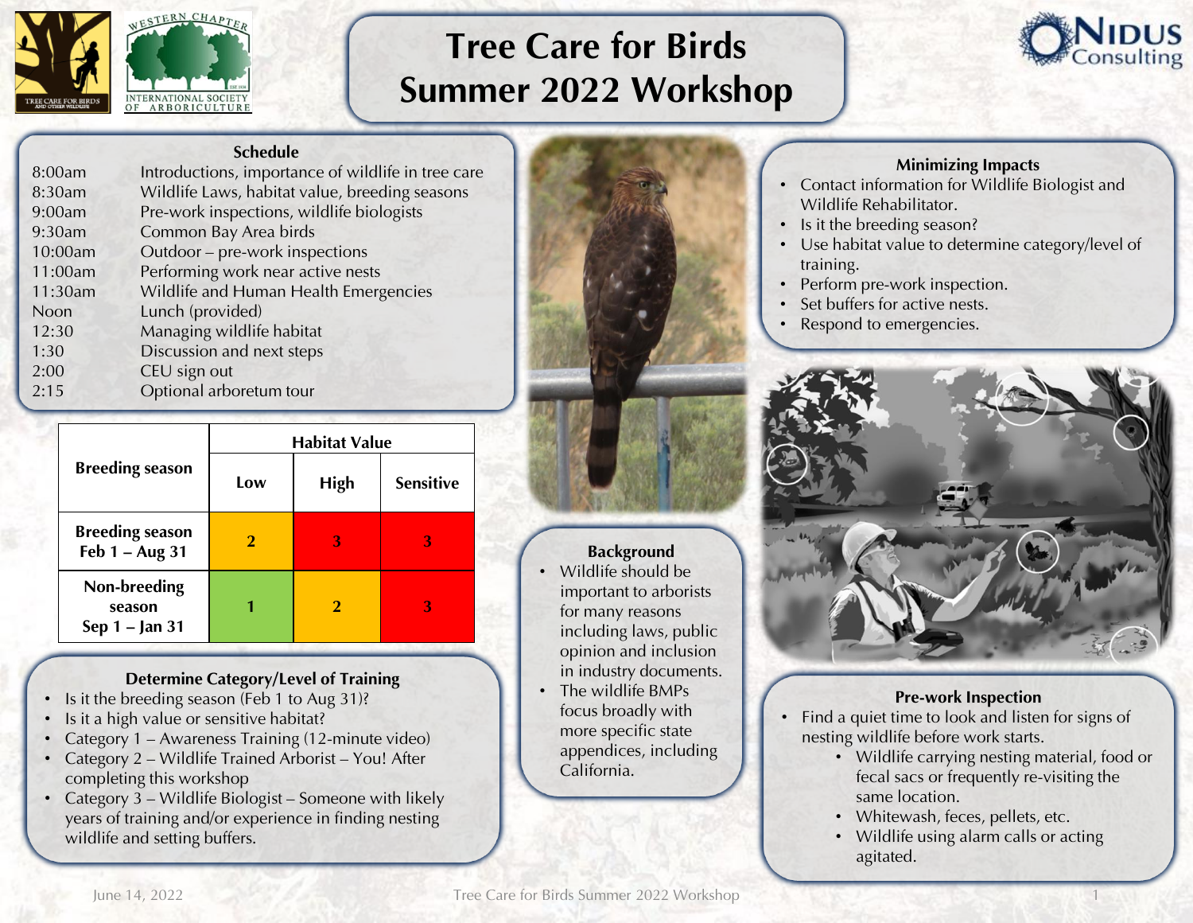# Tree Care for Birds Summer 2022 Workshop

## Schedule

| Time | Activity |
|---|---|
| 8:00am | Introductions, importance of wildlife in tree care |
| 8:30am | Wildlife Laws, habitat value, breeding seasons |
| 9:00am | Pre-work inspections, wildlife biologists |
| 9:30am | Common Bay Area birds |
| 10:00am | Outdoor – pre-work inspections |
| 11:00am | Performing work near active nests |
| 11:30am | Wildlife and Human Health Emergencies |
| Noon | Lunch (provided) |
| 12:30 | Managing wildlife habitat |
| 1:30 | Discussion and next steps |
| 2:00 | CEU sign out |
| 2:15 | Optional arboretum tour |

| Breeding season | Habitat Value | | |
|---|---|---|---|
| | Low | High | Sensitive |
| Breeding season Feb 1 – Aug 31 | 2 | 3 | 3 |
| Non-breeding season Sep 1 – Jan 31 | 1 | 2 | 3 |

## Determine Category/Level of Training

- Is it the breeding season (Feb 1 to Aug 31)?
- Is it a high value or sensitive habitat?
- Category 1 – Awareness Training (12-minute video)
- Category 2 – Wildlife Trained Arborist – You! After completing this workshop
- Category 3 – Wildlife Biologist – Someone with likely years of training and/or experience in finding nesting wildlife and setting buffers.

## Background

- Wildlife should be important to arborists for many reasons including laws, public opinion and inclusion in industry documents.
- The wildlife BMPs focus broadly with more specific state appendices, including California.

## Minimizing Impacts

- Contact information for Wildlife Biologist and Wildlife Rehabilitator.
- Is it the breeding season?
- Use habitat value to determine category/level of training.
- Perform pre-work inspection.
- Set buffers for active nests.
- Respond to emergencies.

## Pre-work Inspection

- Find a quiet time to look and listen for signs of nesting wildlife before work starts.
  - Wildlife carrying nesting material, food or fecal sacs or frequently re-visiting the same location.
  - Whitewash, feces, pellets, etc.
  - Wildlife using alarm calls or acting agitated.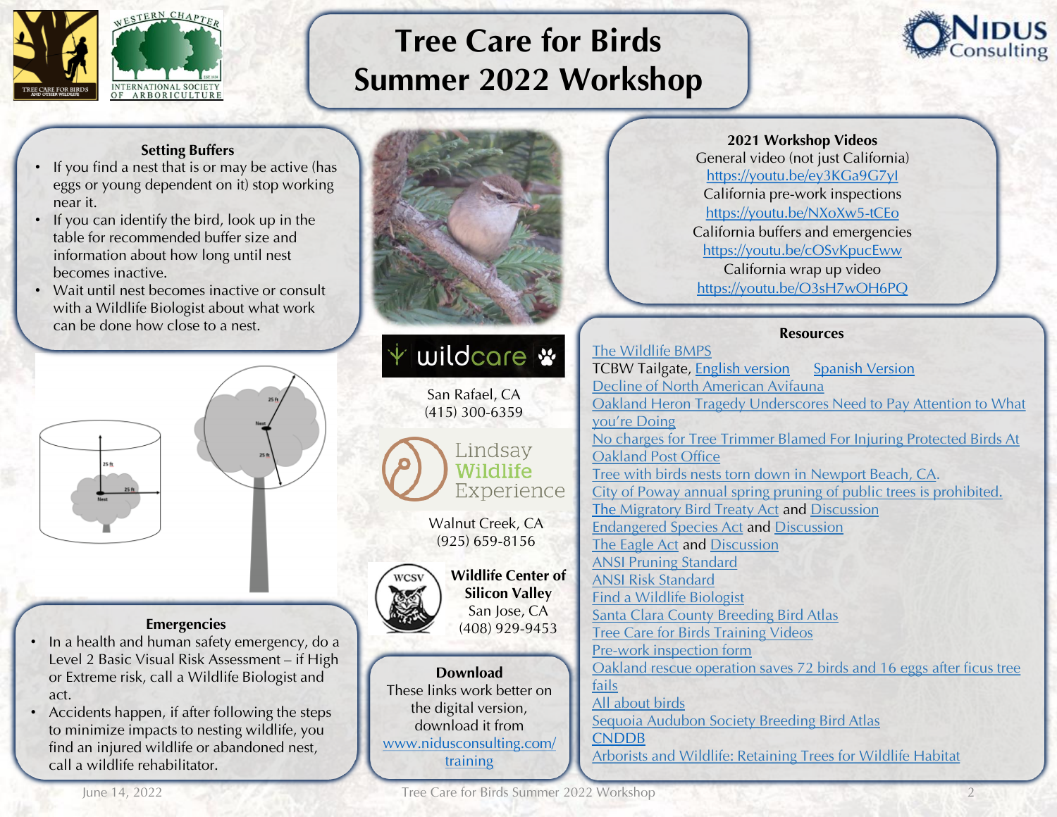# Tree Care for Birds Summer 2022 Workshop

### Setting Buffers

- If you find a nest that is or may be active (has eggs or young dependent on it) stop working near it.
- If you can identify the bird, look up in the table for recommended buffer size and information about how long until nest becomes inactive.
- Wait until nest becomes inactive or consult with a Wildlife Biologist about what work can be done how close to a nest.

25 ft
25 ft
Nest
25 ft
Nest
25 ft

### Emergencies

- In a health and human safety emergency, do a Level 2 Basic Visual Risk Assessment – if High or Extreme risk, call a Wildlife Biologist and act.
- Accidents happen, if after following the steps to minimize impacts to nesting wildlife, you find an injured wildlife or abandoned nest, call a wildlife rehabilitator.

**wildcare**
San Rafael, CA
(415) 300-6359

**Lindsay Wildlife Experience**
Walnut Creek, CA
(925) 659-8156

**Wildlife Center of Silicon Valley**
San Jose, CA
(408) 929-9453

### Download

These links work better on the digital version, download it from www.nidusconsulting.com/training

### 2021 Workshop Videos

General video (not just California)
https://youtu.be/ey3KGa9G7yI
California pre-work inspections
https://youtu.be/NXoXw5-tCEo
California buffers and emergencies
https://youtu.be/cOSvKpucEww
California wrap up video
https://youtu.be/O3sH7wOH6PQ

### Resources

The Wildlife BMPS
TCBW Tailgate, English version Spanish Version
Decline of North American Avifauna
Oakland Heron Tragedy Underscores Need to Pay Attention to What you're Doing
No charges for Tree Trimmer Blamed For Injuring Protected Birds At Oakland Post Office
Tree with birds nests torn down in Newport Beach, CA.
City of Poway annual spring pruning of public trees is prohibited.
The Migratory Bird Treaty Act and Discussion
Endangered Species Act and Discussion
The Eagle Act and Discussion
ANSI Pruning Standard
ANSI Risk Standard
Find a Wildlife Biologist
Santa Clara County Breeding Bird Atlas
Tree Care for Birds Training Videos
Pre-work inspection form
Oakland rescue operation saves 72 birds and 16 eggs after ficus tree fails
All about birds
Sequoia Audubon Society Breeding Bird Atlas
CNDDB
Arborists and Wildlife: Retaining Trees for Wildlife Habitat